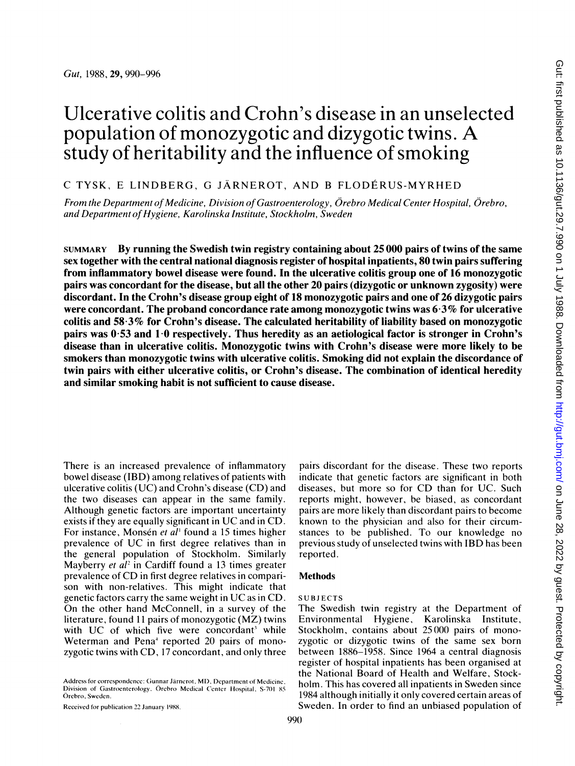# Ulcerative colitis and Crohn's disease in an unselected population of monozygotic and dizygotic twins. A study of heritability and the influence of smoking

C TYSK, E LINDBERG, G JÄRNEROT, AND B FLODÉRUS-MYRHED

*From the Department of Medicine, Division of Gastroenterology, Örebro Medical Center Hospital, Örebro, and Department of Hygiene, Karolinska Institute, Stockholm, Sweden*

SUMMARY **By running the Swedish twin registry containing about 25 000 pairs of twins of the same sex together with the central national diagnosis register of hospital inpatients, 80 twin pairs suffering from inflammatory bowel disease were found. In the ulcerative colitis group one of 16 monozygotic pairs was concordant for the disease, but all the other 20 pairs (dizygotic or unknown zygosity) were discordant. In the Crohn's disease group eight of 18 monozygotic pairs and one of 26 dizygotic pairs were concordant. The proband concordance rate among monozygotic twins was 6·3% for ulcerative colitis and 58·3% for Crohn's disease. The calculated heritability of liability based on monozygotic pairs was 0·53 and 1·0 respectively. Thus heredity as an aetiological factor is stronger in Crohn's disease than in ulcerative colitis. Monozygotic twins with Crohn's disease were more likely to be smokers than monozygotic twins with ulcerative colitis. Smoking did not explain the discordance of twin pairs with either ulcerative colitis, or Crohn's disease. The combination of identical heredity and similar smoking habit is not sufficient to cause disease.**

There is an increased prevalence of inflammatory bowel disease (IBD) among relatives of patients with ulcerative colitis (UC) and Crohn's disease (CD) and the two diseases can appear in the same family. Although genetic factors are important uncertainty exists if they are equally significant in UC and in CD. For instance, Monsén *et al*[1] found a 15 times higher prevalence of UC in first degree relatives than in the general population of Stockholm. Similarly Mayberry *et al*[2] in Cardiff found a 13 times greater prevalence of CD in first degree relatives in comparison with non-relatives. This might indicate that genetic factors carry the same weight in UC as in CD. On the other hand McConnell, in a survey of the literature, found 11 pairs of monozygotic (MZ) twins with UC of which five were concordant[3] while Weterman and Pena[4] reported 20 pairs of monozygotic twins with CD, 17 concordant, and only three pairs discordant for the disease. These two reports indicate that genetic factors are significant in both diseases, but more so for CD than for UC. Such reports might, however, be biased, as concordant pairs are more likely than discordant pairs to become known to the physician and also for their circumstances to be published. To our knowledge no previous study of unselected twins with IBD has been reported.

## Methods

SUBJECTS

The Swedish twin registry at the Department of Environmental Hygiene, Karolinska Institute, Stockholm, contains about 25 000 pairs of monozygotic or dizygotic twins of the same sex born between 1886–1958. Since 1964 a central diagnosis register of hospital inpatients has been organised at the National Board of Health and Welfare, Stockholm. This has covered all inpatients in Sweden since 1984 although initially it only covered certain areas of Sweden. In order to find an unbiased population of

Address for correspondence: Gunnar Järnerot, MD, Department of Medicine, Division of Gastroenterology, Örebro Medical Center Hospital, S-701 85 Örebro, Sweden.

Received for publication 22 January 1988.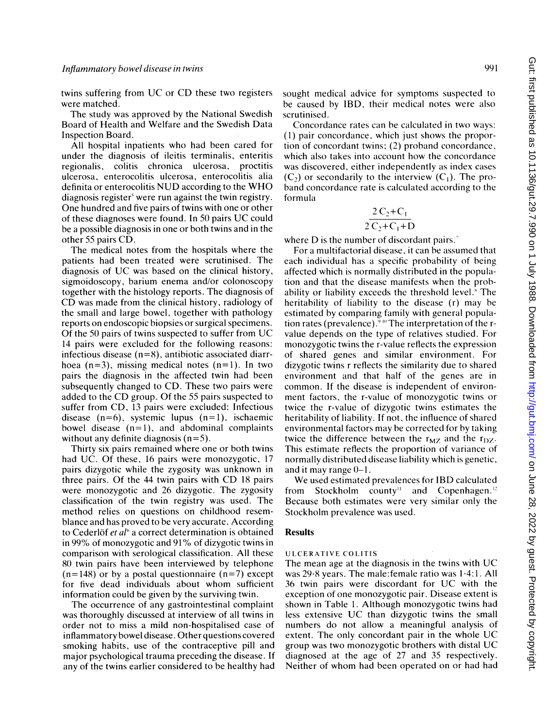twins suffering from UC or CD these two registers were matched.

The study was approved by the National Swedish Board of Health and Welfare and the Swedish Data Inspection Board.

All hospital inpatients who had been cared for under the diagnosis of ileitis terminalis, enteritis regionalis, colitis chronica ulcerosa, proctitis ulcerosa, enterocolitis ulcerosa, enterocolitis alia definita or enterocolitis NUD according to the WHO diagnosis register[5] were run against the twin registry. One hundred and five pairs of twins with one or other of these diagnoses were found. In 50 pairs UC could be a possible diagnosis in one or both twins and in the other 55 pairs CD.

The medical notes from the hospitals where the patients had been treated were scrutinised. The diagnosis of UC was based on the clinical history, sigmoidoscopy, barium enema and/or colonoscopy together with the histology reports. The diagnosis of CD was made from the clinical history, radiology of the small and large bowel, together with pathology reports on endoscopic biopsies or surgical specimens. Of the 50 pairs of twins suspected to suffer from UC 14 pairs were excluded for the following reasons: infectious disease (n=8), antibiotic associated diarrhoea (n=3), missing medical notes (n=1). In two pairs the diagnosis in the affected twin had been subsequently changed to CD. These two pairs were added to the CD group. Of the 55 pairs suspected to suffer from CD, 13 pairs were excluded: Infectious disease (n=6), systemic lupus (n=1), ischaemic bowel disease (n=1), and abdominal complaints without any definite diagnosis (n=5).

Thirty six pairs remained where one or both twins had UC. Of these, 16 pairs were monozygotic, 17 pairs dizygotic while the zygosity was unknown in three pairs. Of the 44 twin pairs with CD 18 pairs were monozygotic and 26 dizygotic. The zygosity classification of the twin registry was used. The method relies on questions on childhood resemblance and has proved to be very accurate. According to Cederlöf *et al*[6] a correct determination is obtained in 99% of monozygotic and 91% of dizygotic twins in comparison with serological classification. All these 80 twin pairs have been interviewed by telephone (n=148) or by a postal questionnaire (n=7) except for five dead individuals about whom sufficient information could be given by the surviving twin.

The occurrence of any gastrointestinal complaint was thoroughly discussed at interview of all twins in order not to miss a mild non-hospitalised case of inflammatory bowel disease. Other questions covered smoking habits, use of the contraceptive pill and major psychological trauma preceding the disease. If any of the twins earlier considered to be healthy had sought medical advice for symptoms suspected to be caused by IBD, their medical notes were also scrutinised.

Concordance rates can be calculated in two ways: (1) pair concordance, which just shows the proportion of concordant twins; (2) proband concordance, which also takes into account how the concordance was discovered, either independently as index cases ($C_2$) or secondarily to the interview ($C_1$). The proband concordance rate is calculated according to the formula

$$\frac{2\,C_2+C_1}{2\,C_2+C_1+D}$$

where D is the number of discordant pairs.[7]

For a multifactorial disease, it can be assumed that each individual has a specific probability of being affected which is normally distributed in the population and that the disease manifests when the probability or liability exceeds the threshold level.[8] The heritability of liability to the disease (r) may be estimated by comparing family with general population rates (prevalence).[9,10] The interpretation of the r-value depends on the type of relatives studied. For monozygotic twins the r-value reflects the expression of shared genes and similar environment. For dizygotic twins r reflects the similarity due to shared environment and that half of the genes are in common. If the disease is independent of environment factors, the r-value of monozygotic twins or twice the r-value of dizygotic twins estimates the heritability of liability. If not, the influence of shared environmental factors may be corrected for by taking twice the difference between the $r_{MZ}$ and the $r_{DZ}$. This estimate reflects the proportion of variance of normally distributed disease liability which is genetic, and it may range 0–1.

We used estimated prevalences for IBD calculated from Stockholm county[11] and Copenhagen.[12] Because both estimates were very similar only the Stockholm prevalence was used.

## Results

### ULCERATIVE COLITIS

The mean age at the diagnosis in the twins with UC was 29·8 years. The male:female ratio was 1·4:1. All 36 twin pairs were discordant for UC with the exception of one monozygotic pair. Disease extent is shown in Table 1. Although monozygotic twins had less extensive UC than dizygotic twins the small numbers do not allow a meaningful analysis of extent. The only concordant pair in the whole UC group was two monozygotic brothers with distal UC diagnosed at the age of 27 and 35 respectively. Neither of whom had been operated on or had had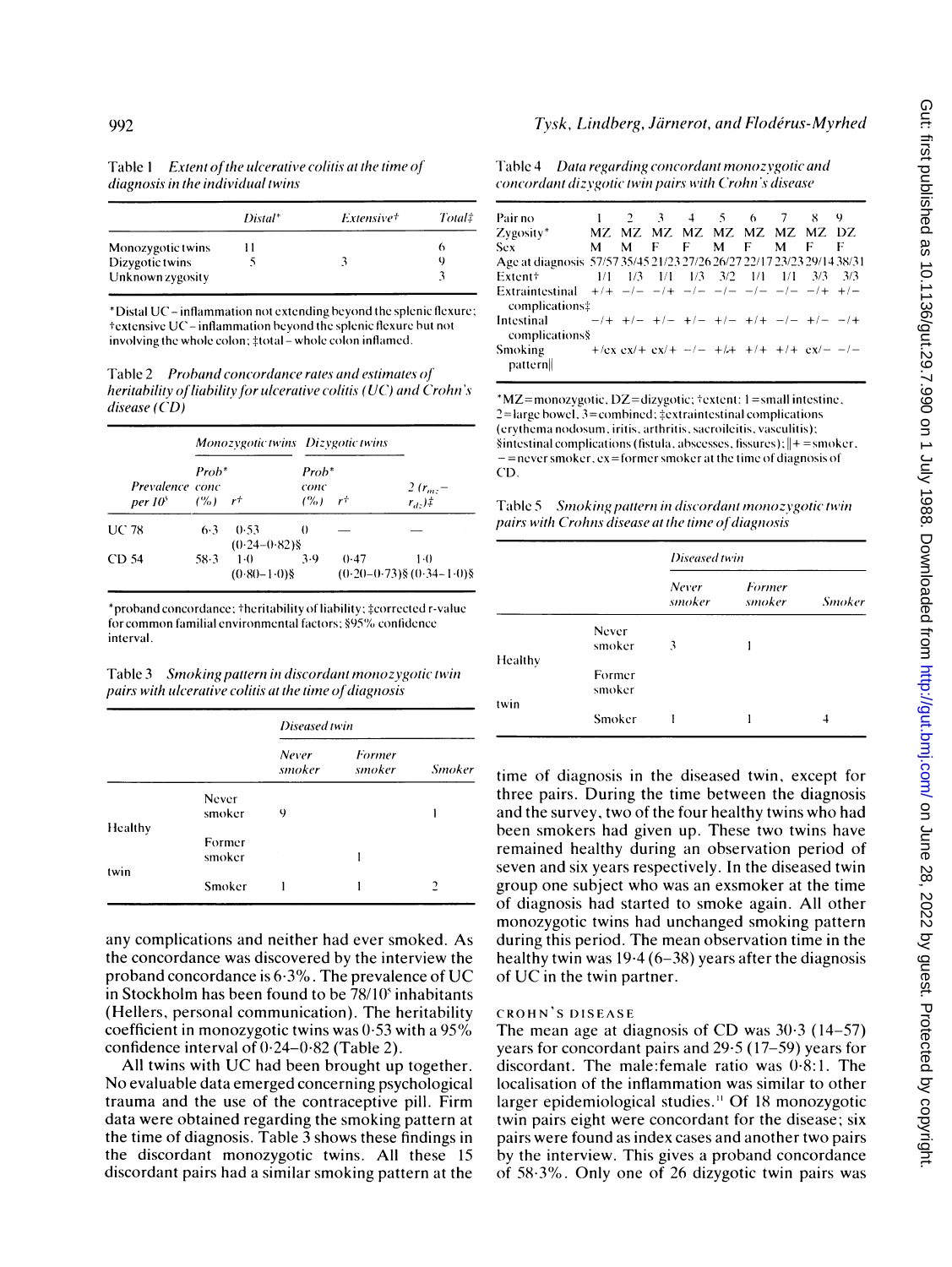Table 1 *Extent of the ulcerative colitis at the time of diagnosis in the individual twins*

| | Distal* | Extensive† | Total‡ |
|---|---|---|---|
| Monozygotic twins | 11 | | 6 |
| Dizygotic twins | 5 | 3 | 9 |
| Unknown zygosity | | | 3 |

*Distal UC – inflammation not extending beyond the splenic flexure; †extensive UC – inflammation beyond the splenic flexure but not involving the whole colon; ‡total – whole colon inflamed.

Table 2 *Proband concordance rates and estimates of heritability of liability for ulcerative colitis (UC) and Crohn's disease (CD)*

| | | Monozygotic twins | | Dizygotic twins | | |
|---|---|---|---|---|---|---|
| | Prevalence per $10^5$ | Prob* conc (%) | r† | Prob* conc (%) | r† | $2(r_{mz}-r_{dz})$‡ |
| UC | 78 | 6·3 | 0·53 (0·24–0·82)§ | 0 | — | — |
| CD | 54 | 58·3 | 1·0 (0·80–1·0)§ | 3·9 | 0·47 (0·20–0·73)§ | 1·0 (0·34–1·0)§ |

*proband concordance; †heritability of liability; ‡corrected r-value for common familial environmental factors; §95% confidence interval.

Table 3 *Smoking pattern in discordant monozygotic twin pairs with ulcerative colitis at the time of diagnosis*

| | | Diseased twin | | |
|---|---|---|---|---|
| | | Never smoker | Former smoker | Smoker |
| Healthy twin | Never smoker | 9 | | 1 |
| | Former smoker | | 1 | |
| | Smoker | 1 | 1 | 2 |

any complications and neither had ever smoked. As the concordance was discovered by the interview the proband concordance is 6·3%. The prevalence of UC in Stockholm has been found to be 78/10⁵ inhabitants (Hellers, personal communication). The heritability coefficient in monozygotic twins was 0·53 with a 95% confidence interval of 0·24–0·82 (Table 2).

All twins with UC had been brought up together. No evaluable data emerged concerning psychological trauma and the use of the contraceptive pill. Firm data were obtained regarding the smoking pattern at the time of diagnosis. Table 3 shows these findings in the discordant monozygotic twins. All these 15 discordant pairs had a similar smoking pattern at the time of diagnosis in the diseased twin, except for three pairs. During the time between the diagnosis and the survey, two of the four healthy twins who had been smokers had given up. These two twins have remained healthy during an observation period of seven and six years respectively. In the diseased twin group one subject who was an exsmoker at the time of diagnosis had started to smoke again. All other monozygotic twins had unchanged smoking pattern during this period. The mean observation time in the healthy twin was 19·4 (6–38) years after the diagnosis of UC in the twin partner.

Table 4 *Data regarding concordant monozygotic and concordant dizygotic twin pairs with Crohn's disease*

| Pair no | 1 | 2 | 3 | 4 | 5 | 6 | 7 | 8 | 9 |
|---|---|---|---|---|---|---|---|---|---|
| Zygosity* | MZ | MZ | MZ | MZ | MZ | MZ | MZ | MZ | DZ |
| Sex | M | M | F | F | M | F | M | F | F |
| Age at diagnosis | 57/57 | 35/45 | 21/23 | 27/26 | 26/27 | 22/17 | 23/23 | 29/14 | 38/31 |
| Extent† | 1/1 | 1/3 | 1/1 | 1/3 | 3/2 | 1/1 | 1/1 | 3/3 | 3/3 |
| Extraintestinal complications‡ | +/+ | −/− | −/+ | −/− | −/− | −/− | −/− | −/+ | +/− |
| Intestinal complications§ | −/+ | +/− | +/− | +/− | +/− | +/+ | −/− | +/− | −/+ |
| Smoking pattern‖ | +/ex | ex/+ | ex/+ | −/− | +/+ | +/+ | +/+ | ex/− | −/− |

*MZ=monozygotic, DZ=dizygotic; †extent: 1=small intestine, 2=large bowel, 3=combined; ‡extraintestinal complications (erythema nodosum, iritis, arthritis, sacroilcitis, vasculitis); §intestinal complications (fistula, abscesses, fissures); ‖+=smoker, −=never smoker, ex=former smoker at the time of diagnosis of CD.

Table 5 *Smoking pattern in discordant monozygotic twin pairs with Crohns disease at the time of diagnosis*

| | | Diseased twin | | |
|---|---|---|---|---|
| | | Never smoker | Former smoker | Smoker |
| Healthy twin | Never smoker | 3 | 1 | |
| | Former smoker | | | |
| | Smoker | 1 | 1 | 4 |

CROHN'S DISEASE

The mean age at diagnosis of CD was 30·3 (14–57) years for concordant pairs and 29·5 (17–59) years for discordant. The male:female ratio was 0·8:1. The localisation of the inflammation was similar to other larger epidemiological studies.[11] Of 18 monozygotic twin pairs eight were concordant for the disease; six pairs were found as index cases and another two pairs by the interview. This gives a proband concordance of 58·3%. Only one of 26 dizygotic twin pairs was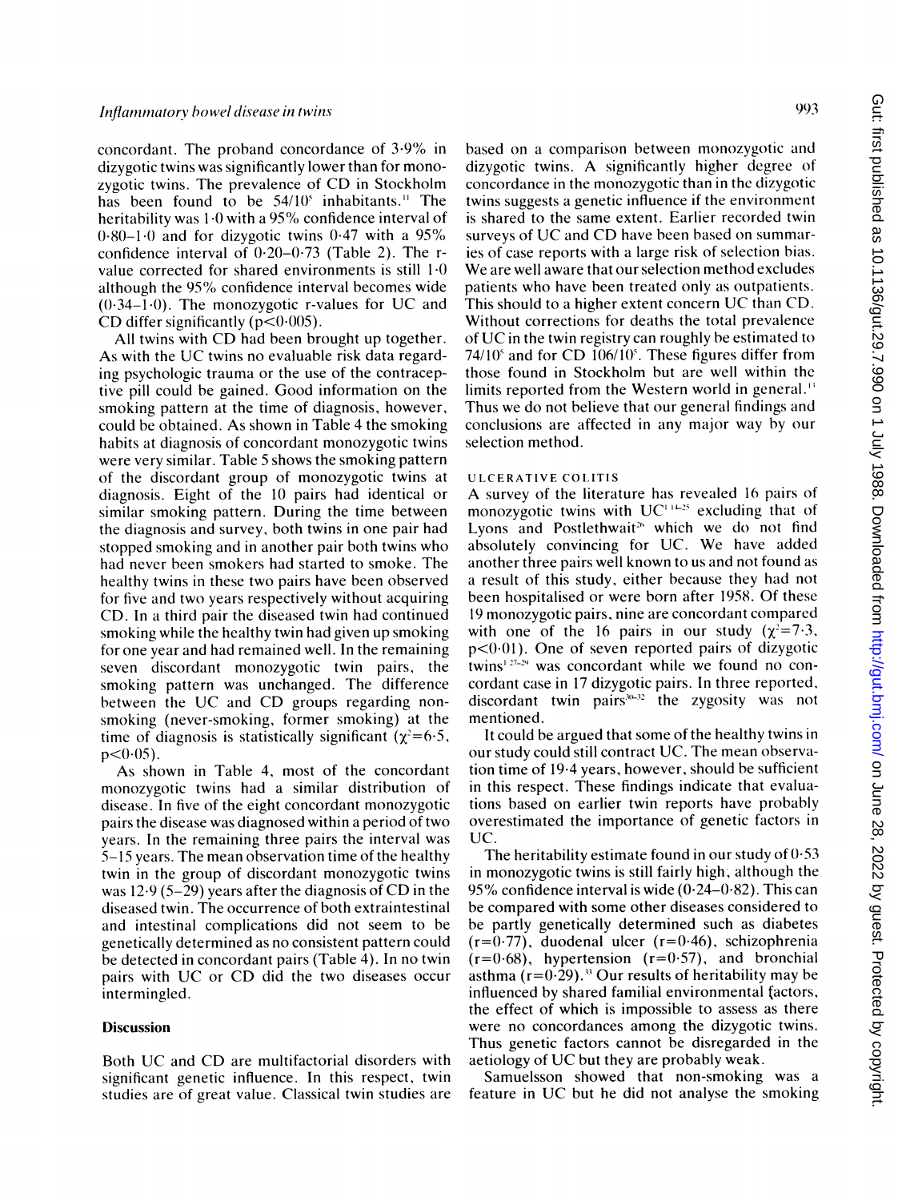concordant. The proband concordance of 3·9% in dizygotic twins was significantly lower than for monozygotic twins. The prevalence of CD in Stockholm has been found to be $54/10^5$ inhabitants.[11] The heritability was 1·0 with a 95% confidence interval of 0·80–1·0 and for dizygotic twins 0·47 with a 95% confidence interval of 0·20–0·73 (Table 2). The r-value corrected for shared environments is still 1·0 although the 95% confidence interval becomes wide (0·34–1·0). The monozygotic r-values for UC and CD differ significantly ($p<0·005$).

All twins with CD had been brought up together. As with the UC twins no evaluable risk data regarding psychologic trauma or the use of the contraceptive pill could be gained. Good information on the smoking pattern at the time of diagnosis, however, could be obtained. As shown in Table 4 the smoking habits at diagnosis of concordant monozygotic twins were very similar. Table 5 shows the smoking pattern of the discordant group of monozygotic twins at diagnosis. Eight of the 10 pairs had identical or similar smoking pattern. During the time between the diagnosis and survey, both twins in one pair had stopped smoking and in another pair both twins who had never been smokers had started to smoke. The healthy twins in these two pairs have been observed for five and two years respectively without acquiring CD. In a third pair the diseased twin had continued smoking while the healthy twin had given up smoking for one year and had remained well. In the remaining seven discordant monozygotic twin pairs, the smoking pattern was unchanged. The difference between the UC and CD groups regarding non-smoking (never-smoking, former smoking) at the time of diagnosis is statistically significant ($\chi^2=6·5$, $p<0·05$).

As shown in Table 4, most of the concordant monozygotic twins had a similar distribution of disease. In five of the eight concordant monozygotic pairs the disease was diagnosed within a period of two years. In the remaining three pairs the interval was 5–15 years. The mean observation time of the healthy twin in the group of discordant monozygotic twins was 12·9 (5–29) years after the diagnosis of CD in the diseased twin. The occurrence of both extraintestinal and intestinal complications did not seem to be genetically determined as no consistent pattern could be detected in concordant pairs (Table 4). In no twin pairs with UC or CD did the two diseases occur intermingled.

## Discussion

Both UC and CD are multifactorial disorders with significant genetic influence. In this respect, twin studies are of great value. Classical twin studies are based on a comparison between monozygotic and dizygotic twins. A significantly higher degree of concordance in the monozygotic than in the dizygotic twins suggests a genetic influence if the environment is shared to the same extent. Earlier recorded twin surveys of UC and CD have been based on summaries of case reports with a large risk of selection bias. We are well aware that our selection method excludes patients who have been treated only as outpatients. This should to a higher extent concern UC than CD. Without corrections for deaths the total prevalence of UC in the twin registry can roughly be estimated to $74/10^5$ and for CD $106/10^5$. These figures differ from those found in Stockholm but are well within the limits reported from the Western world in general.[13] Thus we do not believe that our general findings and conclusions are affected in any major way by our selection method.

### ULCERATIVE COLITIS

A survey of the literature has revealed 16 pairs of monozygotic twins with UC[1,14–25] excluding that of Lyons and Postlethwait[26] which we do not find absolutely convincing for UC. We have added another three pairs well known to us and not found as a result of this study, either because they had not been hospitalised or were born after 1958. Of these 19 monozygotic pairs, nine are concordant compared with one of the 16 pairs in our study ($\chi^2=7·3$, $p<0·01$). One of seven reported pairs of dizygotic twins[1,27–29] was concordant while we found no concordant case in 17 dizygotic pairs. In three reported, discordant twin pairs[30–32] the zygosity was not mentioned.

It could be argued that some of the healthy twins in our study could still contract UC. The mean observation time of 19·4 years, however, should be sufficient in this respect. These findings indicate that evaluations based on earlier twin reports have probably overestimated the importance of genetic factors in UC.

The heritability estimate found in our study of 0·53 in monozygotic twins is still fairly high, although the 95% confidence interval is wide (0·24–0·82). This can be compared with some other diseases considered to be partly genetically determined such as diabetes ($r=0·77$), duodenal ulcer ($r=0·46$), schizophrenia ($r=0·68$), hypertension ($r=0·57$), and bronchial asthma ($r=0·29$).[33] Our results of heritability may be influenced by shared familial environmental factors, the effect of which is impossible to assess as there were no concordances among the dizygotic twins. Thus genetic factors cannot be disregarded in the aetiology of UC but they are probably weak.

Samuelsson showed that non-smoking was a feature in UC but he did not analyse the smoking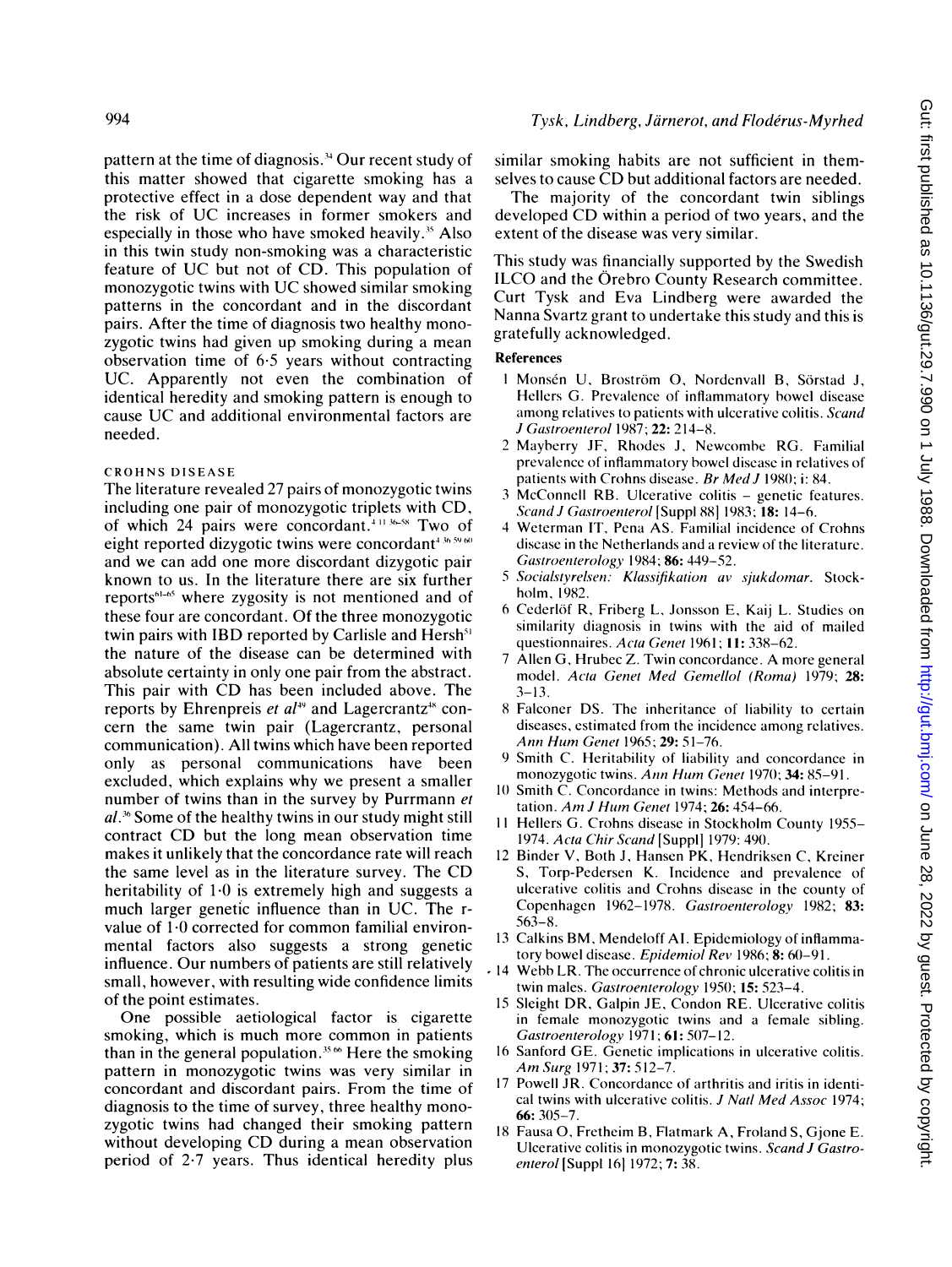pattern at the time of diagnosis.[34] Our recent study of this matter showed that cigarette smoking has a protective effect in a dose dependent way and that the risk of UC increases in former smokers and especially in those who have smoked heavily.[35] Also in this twin study non-smoking was a characteristic feature of UC but not of CD. This population of monozygotic twins with UC showed similar smoking patterns in the concordant and in the discordant pairs. After the time of diagnosis two healthy monozygotic twins had given up smoking during a mean observation time of 6·5 years without contracting UC. Apparently not even the combination of identical heredity and smoking pattern is enough to cause UC and additional environmental factors are needed.

### CROHNS DISEASE

The literature revealed 27 pairs of monozygotic twins including one pair of monozygotic triplets with CD, of which 24 pairs were concordant.[4 11 36–58] Two of eight reported dizygotic twins were concordant[4 36 59 60] and we can add one more discordant dizygotic pair known to us. In the literature there are six further reports[61–65] where zygosity is not mentioned and of these four are concordant. Of the three monozygotic twin pairs with IBD reported by Carlisle and Hersh[51] the nature of the disease can be determined with absolute certainty in only one pair from the abstract. This pair with CD has been included above. The reports by Ehrenpreis *et al*[49] and Lagercrantz[48] concern the same twin pair (Lagercrantz, personal communication). All twins which have been reported only as personal communications have been excluded, which explains why we present a smaller number of twins than in the survey by Purrmann *et al*.[36] Some of the healthy twins in our study might still contract CD but the long mean observation time makes it unlikely that the concordance rate will reach the same level as in the literature survey. The CD heritability of 1·0 is extremely high and suggests a much larger genetic influence than in UC. The r-value of 1·0 corrected for common familial environmental factors also suggests a strong genetic influence. Our numbers of patients are still relatively small, however, with resulting wide confidence limits of the point estimates.

One possible aetiological factor is cigarette smoking, which is much more common in patients than in the general population.[35 66] Here the smoking pattern in monozygotic twins was very similar in concordant and discordant pairs. From the time of diagnosis to the time of survey, three healthy monozygotic twins had changed their smoking pattern without developing CD during a mean observation period of 2·7 years. Thus identical heredity plus similar smoking habits are not sufficient in themselves to cause CD but additional factors are needed.

The majority of the concordant twin siblings developed CD within a period of two years, and the extent of the disease was very similar.

This study was financially supported by the Swedish ILCO and the Örebro County Research committee. Curt Tysk and Eva Lindberg were awarded the Nanna Svartz grant to undertake this study and this is gratefully acknowledged.

### References

1. Monsén U, Broström O, Nordenvall B, Sörstad J, Hellers G. Prevalence of inflammatory bowel disease among relatives to patients with ulcerative colitis. *Scand J Gastroenterol* 1987; **22:** 214–8.
2. Mayberry JF, Rhodes J, Newcombe RG. Familial prevalence of inflammatory bowel disease in relatives of patients with Crohns disease. *Br Med J* 1980; **i:** 84.
3. McConnell RB. Ulcerative colitis – genetic features. *Scand J Gastroenterol* [Suppl 88] 1983; **18:** 14–6.
4. Weterman IT, Pena AS. Familial incidence of Crohns disease in the Netherlands and a review of the literature. *Gastroenterology* 1984; **86:** 449–52.
5. *Socialstyrelsen: Klassifikation av sjukdomar.* Stockholm, 1982.
6. Cederlöf R, Friberg L, Jonsson E, Kaij L. Studies on similarity diagnosis in twins with the aid of mailed questionnaires. *Acta Genet* 1961; **11:** 338–62.
7. Allen G, Hrubec Z. Twin concordance. A more general model. *Acta Genet Med Gemellol (Roma)* 1979; **28:** 3–13.
8. Falconer DS. The inheritance of liability to certain diseases, estimated from the incidence among relatives. *Ann Hum Genet* 1965; **29:** 51–76.
9. Smith C. Heritability of liability and concordance in monozygotic twins. *Ann Hum Genet* 1970; **34:** 85–91.
10. Smith C. Concordance in twins: Methods and interpretation. *Am J Hum Genet* 1974; **26:** 454–66.
11. Hellers G. Crohns disease in Stockholm County 1955–1974. *Acta Chir Scand* [Suppl] 1979: 490.
12. Binder V, Both J, Hansen PK, Hendriksen C, Kreiner S, Torp-Pedersen K. Incidence and prevalence of ulcerative colitis and Crohns disease in the county of Copenhagen 1962–1978. *Gastroenterology* 1982; **83:** 563–8.
13. Calkins BM, Mendeloff AI. Epidemiology of inflammatory bowel disease. *Epidemiol Rev* 1986; **8:** 60–91.
14. Webb LR. The occurrence of chronic ulcerative colitis in twin males. *Gastroenterology* 1950; **15:** 523–4.
15. Sleight DR, Galpin JE, Condon RE. Ulcerative colitis in female monozygotic twins and a female sibling. *Gastroenterology* 1971; **61:** 507–12.
16. Sanford GE. Genetic implications in ulcerative colitis. *Am Surg* 1971; **37:** 512–7.
17. Powell JR. Concordance of arthritis and iritis in identical twins with ulcerative colitis. *J Natl Med Assoc* 1974; **66:** 305–7.
18. Fausa O, Fretheim B, Flatmark A, Froland S, Gjone E. Ulcerative colitis in monozygotic twins. *Scand J Gastroenterol* [Suppl 16] 1972; **7:** 38.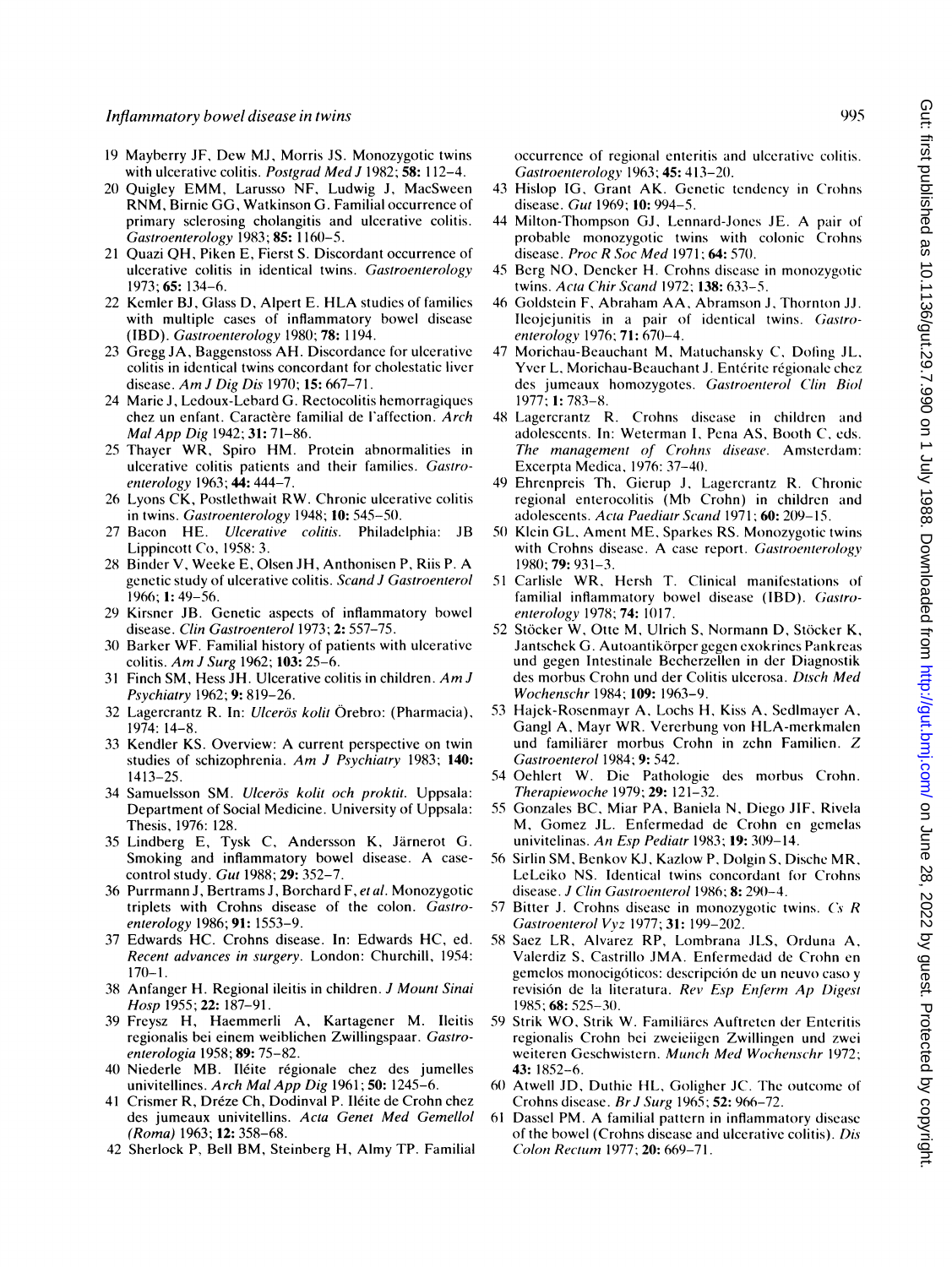19 Mayberry JF, Dew MJ, Morris JS. Monozygotic twins with ulcerative colitis. *Postgrad Med J* 1982; **58:** 112–4.

20 Quigley EMM, Larusso NF, Ludwig J, MacSween RNM, Birnie GG, Watkinson G. Familial occurrence of primary sclerosing cholangitis and ulcerative colitis. *Gastroenterology* 1983; **85:** 1160–5.

21 Quazi QH, Piken E, Fierst S. Discordant occurrence of ulcerative colitis in identical twins. *Gastroenterology* 1973; **65:** 134–6.

22 Kemler BJ, Glass D, Alpert E. HLA studies of families with multiple cases of inflammatory bowel disease (IBD). *Gastroenterology* 1980; **78:** 1194.

23 Gregg JA, Baggenstoss AH. Discordance for ulcerative colitis in identical twins concordant for cholestatic liver disease. *Am J Dig Dis* 1970; **15:** 667–71.

24 Marie J, Ledoux-Lebard G. Rectocolitis hemorragiques chez un enfant. Caractère familial de l'affection. *Arch Mal App Dig* 1942; **31:** 71–86.

25 Thayer WR, Spiro HM. Protein abnormalities in ulcerative colitis patients and their families. *Gastroenterology* 1963; **44:** 444–7.

26 Lyons CK, Postlethwait RW. Chronic ulcerative colitis in twins. *Gastroenterology* 1948; **10:** 545–50.

27 Bacon HE. *Ulcerative colitis.* Philadelphia: JB Lippincott Co, 1958: 3.

28 Binder V, Weeke E, Olsen JH, Anthonisen P, Riis P. A genetic study of ulcerative colitis. *Scand J Gastroenterol* 1966; **1:** 49–56.

29 Kirsner JB. Genetic aspects of inflammatory bowel disease. *Clin Gastroenterol* 1973; **2:** 557–75.

30 Barker WF. Familial history of patients with ulcerative colitis. *Am J Surg* 1962; **103:** 25–6.

31 Finch SM, Hess JH. Ulcerative colitis in children. *Am J Psychiatry* 1962; **9:** 819–26.

32 Lagercrantz R. In: *Ulcerös kolit* Örebro: (Pharmacia), 1974: 14–8.

33 Kendler KS. Overview: A current perspective on twin studies of schizophrenia. *Am J Psychiatry* 1983; **140:** 1413–25.

34 Samuelsson SM. *Ulcerös kolit och proktit.* Uppsala: Department of Social Medicine. University of Uppsala: Thesis, 1976: 128.

35 Lindberg E, Tysk C, Andersson K, Järnerot G. Smoking and inflammatory bowel disease. A case-control study. *Gut* 1988; **29:** 352–7.

36 Purrmann J, Bertrams J, Borchard F, *et al.* Monozygotic triplets with Crohns disease of the colon. *Gastroenterology* 1986; **91:** 1553–9.

37 Edwards HC. Crohns disease. In: Edwards HC, ed. *Recent advances in surgery.* London: Churchill, 1954: 170–1.

38 Anfanger H. Regional ileitis in children. *J Mount Sinai Hosp* 1955; **22:** 187–91.

39 Freysz H, Haemmerli A, Kartagener M. Ileitis regionalis bei einem weiblichen Zwillingspaar. *Gastroenterologia* 1958; **89:** 75–82.

40 Niederle MB. Iléite régionale chez des jumelles univitellines. *Arch Mal App Dig* 1961; **50:** 1245–6.

41 Crismer R, Dréze Ch, Dodinval P. Iléite de Crohn chez des jumeaux univitellins. *Acta Genet Med Gemellol (Roma)* 1963; **12:** 358–68.

42 Sherlock P, Bell BM, Steinberg H, Almy TP. Familial occurrence of regional enteritis and ulcerative colitis. *Gastroenterology* 1963; **45:** 413–20.

43 Hislop IG, Grant AK. Genetic tendency in Crohns disease. *Gut* 1969; **10:** 994–5.

44 Milton-Thompson GJ, Lennard-Jones JE. A pair of probable monozygotic twins with colonic Crohns disease. *Proc R Soc Med* 1971; **64:** 570.

45 Berg NO, Dencker H. Crohns disease in monozygotic twins. *Acta Chir Scand* 1972; **138:** 633–5.

46 Goldstein F, Abraham AA, Abramson J, Thornton JJ. Ileojejunitis in a pair of identical twins. *Gastroenterology* 1976; **71:** 670–4.

47 Morichau-Beauchant M, Matuchansky C, Dofing JL, Yver L, Morichau-Beauchant J. Entérite régionale chez des jumeaux homozygotes. *Gastroenterol Clin Biol* 1977; **1:** 783–8.

48 Lagercrantz R. Crohns disease in children and adolescents. In: Weterman I, Pena AS, Booth C, eds. *The management of Crohns disease.* Amsterdam: Excerpta Medica, 1976: 37–40.

49 Ehrenpreis Th, Gierup J, Lagercrantz R. Chronic regional enterocolitis (Mb Crohn) in children and adolescents. *Acta Paediatr Scand* 1971; **60:** 209–15.

50 Klein GL, Ament ME, Sparkes RS. Monozygotic twins with Crohns disease. A case report. *Gastroenterology* 1980; **79:** 931–3.

51 Carlisle WR, Hersh T. Clinical manifestations of familial inflammatory bowel disease (IBD). *Gastroenterology* 1978; **74:** 1017.

52 Stöcker W, Otte M, Ulrich S, Normann D, Stöcker K, Jantschek G. Autoantikörper gegen exokrines Pankreas und gegen Intestinale Becherzellen in der Diagnostik des morbus Crohn und der Colitis ulcerosa. *Dtsch Med Wochenschr* 1984; **109:** 1963–9.

53 Hajek-Rosenmayr A, Lochs H, Kiss A, Sedlmayer A, Gangl A, Mayr WR. Vererbung von HLA-merkmalen und familiärer morbus Crohn in zehn Familien. *Z Gastroenterol* 1984; **9:** 542.

54 Oehlert W. Die Pathologie des morbus Crohn. *Therapiewoche* 1979; **29:** 121–32.

55 Gonzales BC, Miar PA, Baniela N, Diego JIF, Rivela M, Gomez JL. Enfermedad de Crohn en gemelas univitelinas. *An Esp Pediatr* 1983; **19:** 309–14.

56 Sirlin SM, Benkov KJ, Kazlow P, Dolgin S, Dische MR, LeLeiko NS. Identical twins concordant for Crohns disease. *J Clin Gastroenterol* 1986; **8:** 290–4.

57 Bitter J. Crohns disease in monozygotic twins. *Cs R Gastroenterol Vyz* 1977; **31:** 199–202.

58 Saez LR, Alvarez RP, Lombrana JLS, Orduna A, Valerdiz S, Castrillo JMA. Enfermedad de Crohn en gemelos monocigóticos: descripción de un nuevo caso y revisión de la literatura. *Rev Esp Enferm Ap Digest* 1985; **68:** 525–30.

59 Strik WO, Strik W. Familiäres Auftreten der Enteritis regionalis Crohn bei zweieiigen Zwillingen und zwei weiteren Geschwistern. *Munch Med Wochenschr* 1972; **43:** 1852–6.

60 Atwell JD, Duthie HL, Goligher JC. The outcome of Crohns disease. *Br J Surg* 1965; **52:** 966–72.

61 Dassel PM. A familial pattern in inflammatory disease of the bowel (Crohns disease and ulcerative colitis). *Dis Colon Rectum* 1977; **20:** 669–71.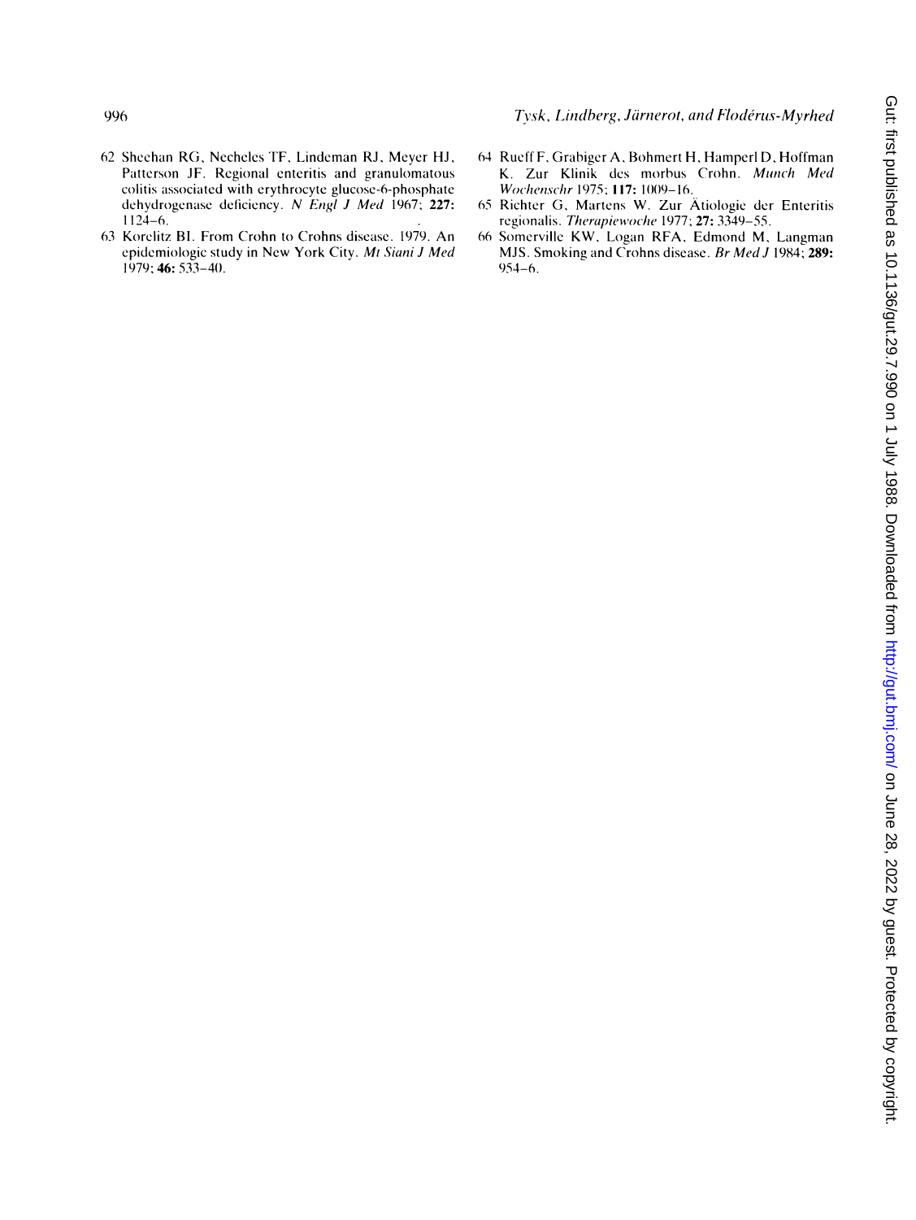62 Sheehan RG, Necheles TF, Lindeman RJ, Meyer HJ, Patterson JF. Regional enteritis and granulomatous colitis associated with erythrocyte glucose-6-phosphate dehydrogenase deficiency. *N Engl J Med* 1967; **227:** 1124–6.

63 Korelitz BI. From Crohn to Crohns disease. 1979. An epidemiologic study in New York City. *Mt Siani J Med* 1979; **46:** 533–40.

64 Rueff F, Grabiger A, Bohmert H, Hamperl D, Hoffman K. Zur Klinik des morbus Crohn. *Munch Med Wochenschr* 1975; **117:** 1009–16.

65 Richter G, Martens W. Zur Ätiologie der Enteritis regionalis. *Therapiewoche* 1977; **27:** 3349–55.

66 Somerville KW, Logan RFA, Edmond M, Langman MJS. Smoking and Crohns disease. *Br Med J* 1984; **289:** 954–6.